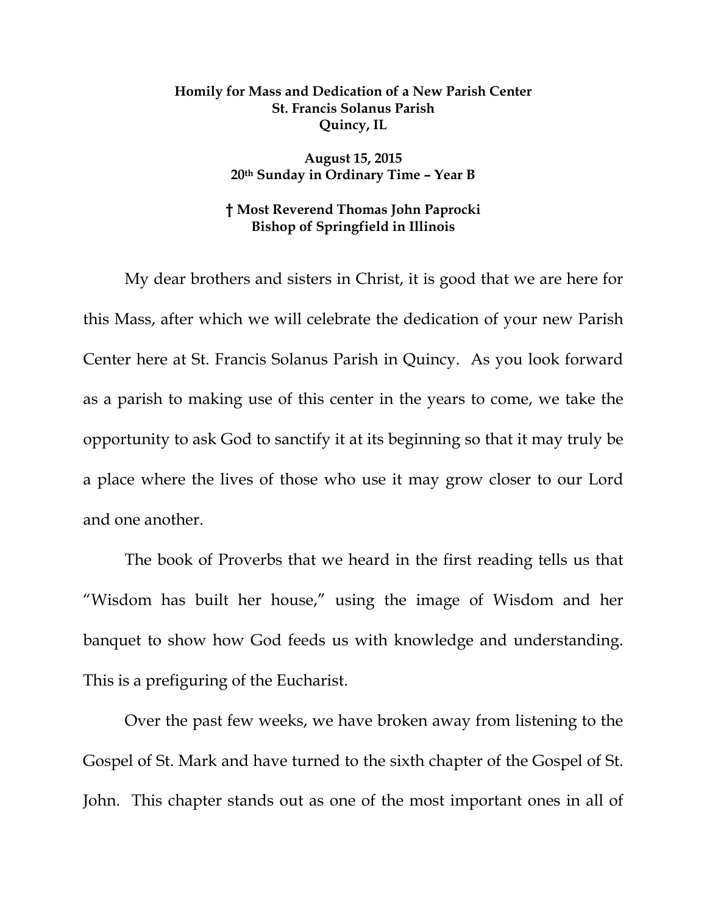**Homily for Mass and Dedication of a New Parish Center**
**St. Francis Solanus Parish**
**Quincy, IL**

**August 15, 2015**
**20th Sunday in Ordinary Time – Year B**

**† Most Reverend Thomas John Paprocki**
**Bishop of Springfield in Illinois**

My dear brothers and sisters in Christ, it is good that we are here for this Mass, after which we will celebrate the dedication of your new Parish Center here at St. Francis Solanus Parish in Quincy. As you look forward as a parish to making use of this center in the years to come, we take the opportunity to ask God to sanctify it at its beginning so that it may truly be a place where the lives of those who use it may grow closer to our Lord and one another.

The book of Proverbs that we heard in the first reading tells us that "Wisdom has built her house," using the image of Wisdom and her banquet to show how God feeds us with knowledge and understanding. This is a prefiguring of the Eucharist.

Over the past few weeks, we have broken away from listening to the Gospel of St. Mark and have turned to the sixth chapter of the Gospel of St. John. This chapter stands out as one of the most important ones in all of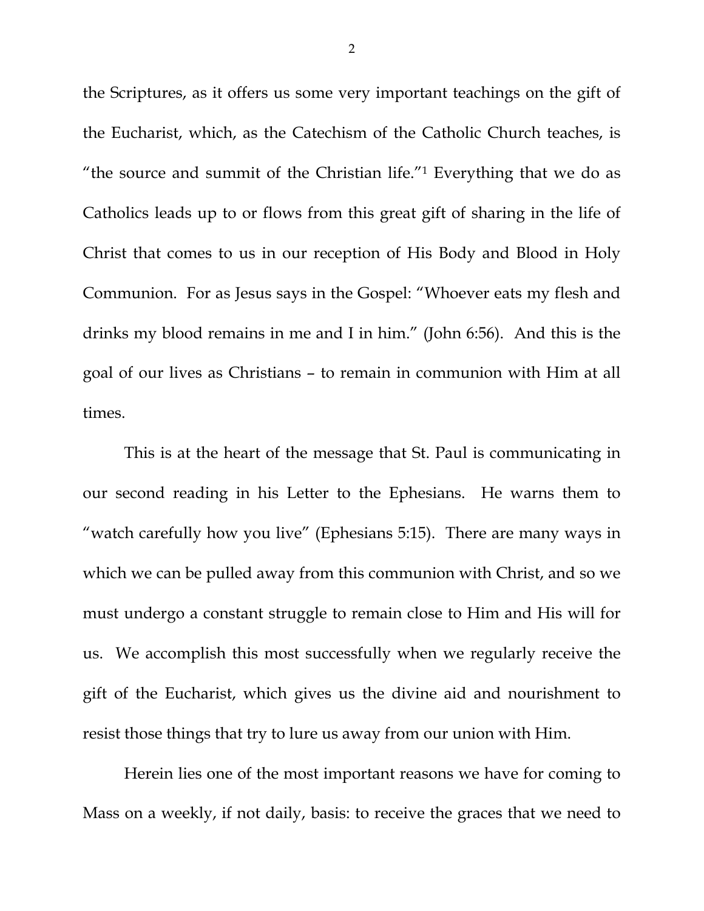the Scriptures, as it offers us some very important teachings on the gift of the Eucharist, which, as the Catechism of the Catholic Church teaches, is "the source and summit of the Christian life."[1] Everything that we do as Catholics leads up to or flows from this great gift of sharing in the life of Christ that comes to us in our reception of His Body and Blood in Holy Communion. For as Jesus says in the Gospel: "Whoever eats my flesh and drinks my blood remains in me and I in him." (John 6:56). And this is the goal of our lives as Christians – to remain in communion with Him at all times.

This is at the heart of the message that St. Paul is communicating in our second reading in his Letter to the Ephesians. He warns them to "watch carefully how you live" (Ephesians 5:15). There are many ways in which we can be pulled away from this communion with Christ, and so we must undergo a constant struggle to remain close to Him and His will for us. We accomplish this most successfully when we regularly receive the gift of the Eucharist, which gives us the divine aid and nourishment to resist those things that try to lure us away from our union with Him.

Herein lies one of the most important reasons we have for coming to Mass on a weekly, if not daily, basis: to receive the graces that we need to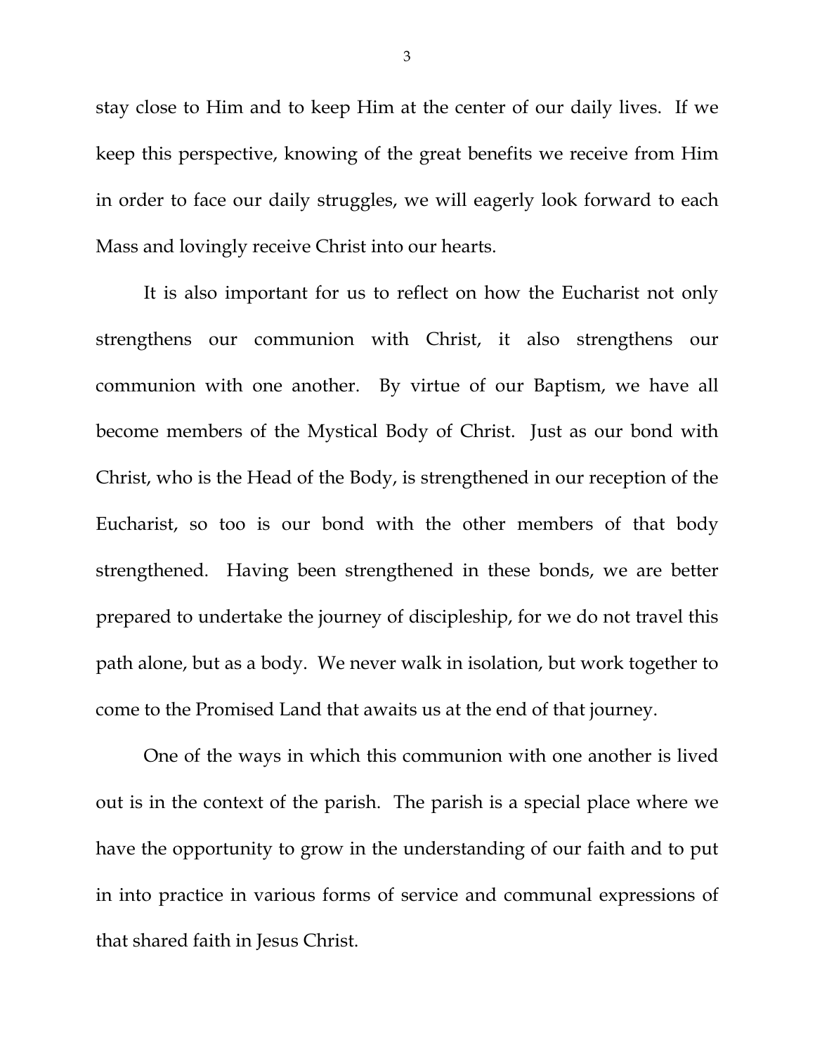stay close to Him and to keep Him at the center of our daily lives. If we keep this perspective, knowing of the great benefits we receive from Him in order to face our daily struggles, we will eagerly look forward to each Mass and lovingly receive Christ into our hearts.

It is also important for us to reflect on how the Eucharist not only strengthens our communion with Christ, it also strengthens our communion with one another. By virtue of our Baptism, we have all become members of the Mystical Body of Christ. Just as our bond with Christ, who is the Head of the Body, is strengthened in our reception of the Eucharist, so too is our bond with the other members of that body strengthened. Having been strengthened in these bonds, we are better prepared to undertake the journey of discipleship, for we do not travel this path alone, but as a body. We never walk in isolation, but work together to come to the Promised Land that awaits us at the end of that journey.

One of the ways in which this communion with one another is lived out is in the context of the parish. The parish is a special place where we have the opportunity to grow in the understanding of our faith and to put in into practice in various forms of service and communal expressions of that shared faith in Jesus Christ.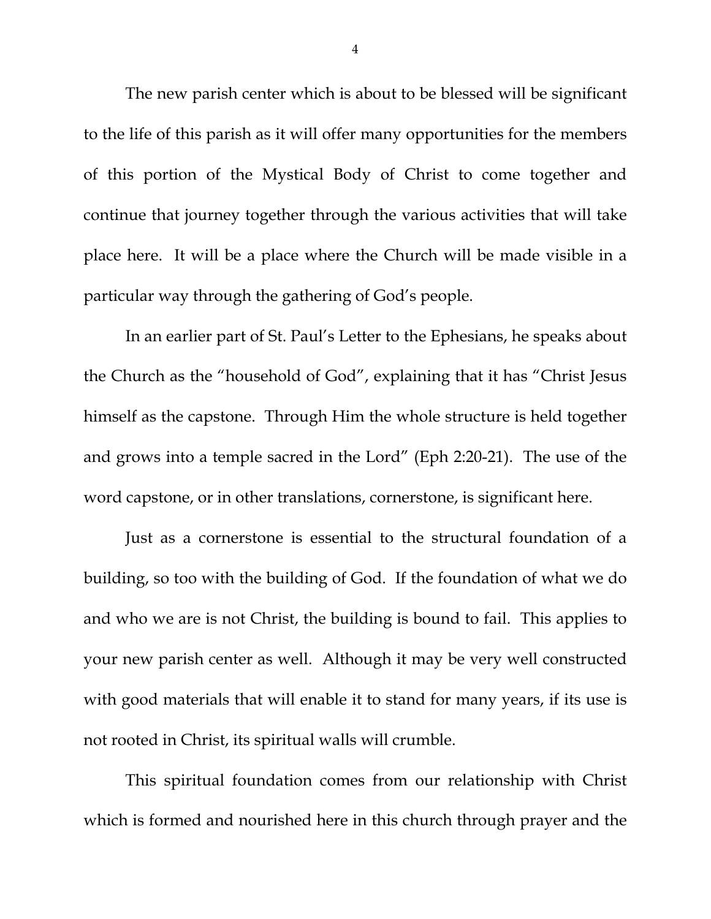The new parish center which is about to be blessed will be significant to the life of this parish as it will offer many opportunities for the members of this portion of the Mystical Body of Christ to come together and continue that journey together through the various activities that will take place here. It will be a place where the Church will be made visible in a particular way through the gathering of God's people.

In an earlier part of St. Paul's Letter to the Ephesians, he speaks about the Church as the "household of God", explaining that it has "Christ Jesus himself as the capstone. Through Him the whole structure is held together and grows into a temple sacred in the Lord" (Eph 2:20-21). The use of the word capstone, or in other translations, cornerstone, is significant here.

Just as a cornerstone is essential to the structural foundation of a building, so too with the building of God. If the foundation of what we do and who we are is not Christ, the building is bound to fail. This applies to your new parish center as well. Although it may be very well constructed with good materials that will enable it to stand for many years, if its use is not rooted in Christ, its spiritual walls will crumble.

This spiritual foundation comes from our relationship with Christ which is formed and nourished here in this church through prayer and the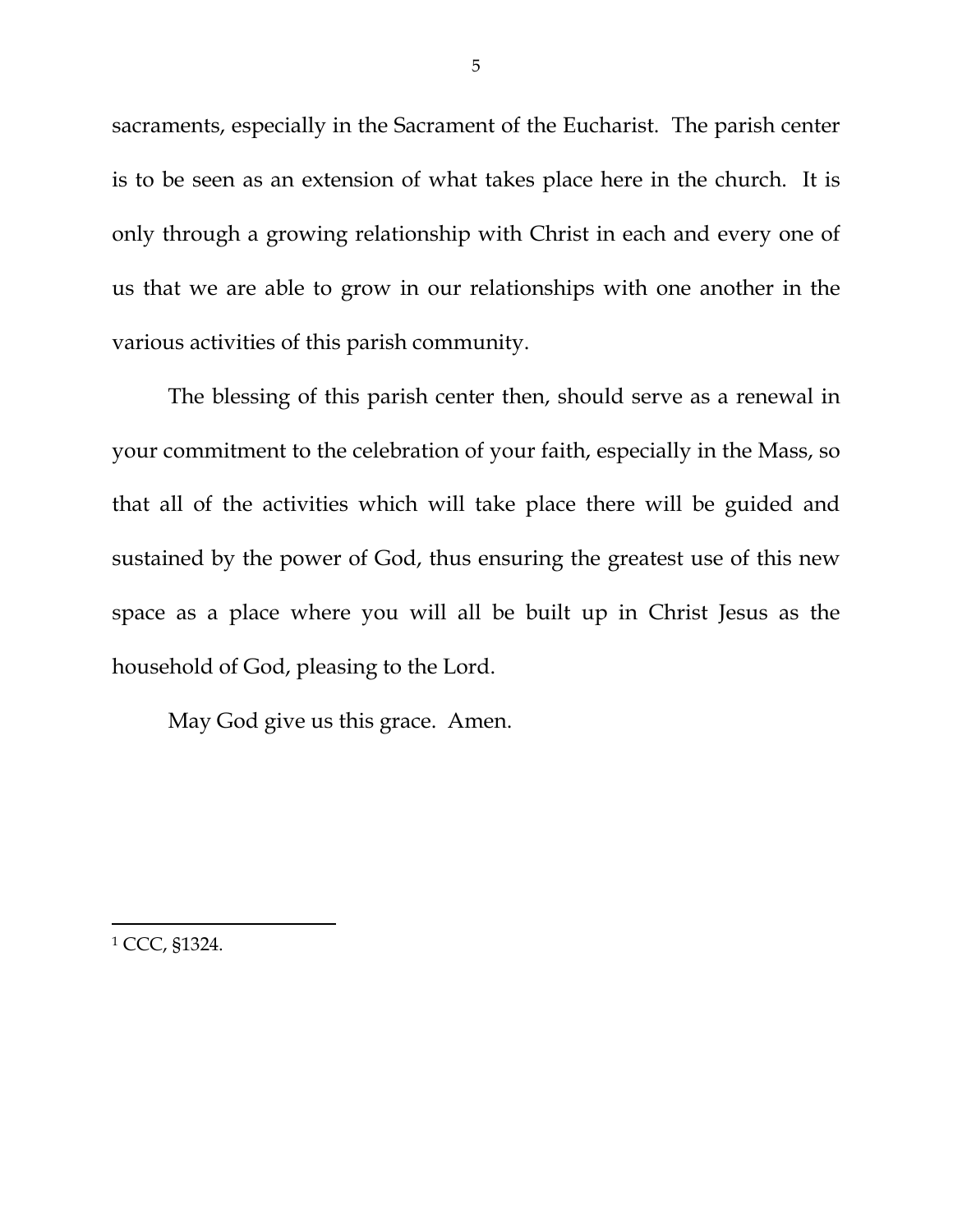sacraments, especially in the Sacrament of the Eucharist. The parish center is to be seen as an extension of what takes place here in the church. It is only through a growing relationship with Christ in each and every one of us that we are able to grow in our relationships with one another in the various activities of this parish community.

The blessing of this parish center then, should serve as a renewal in your commitment to the celebration of your faith, especially in the Mass, so that all of the activities which will take place there will be guided and sustained by the power of God, thus ensuring the greatest use of this new space as a place where you will all be built up in Christ Jesus as the household of God, pleasing to the Lord.

May God give us this grace. Amen.

---

[1] CCC, §1324.